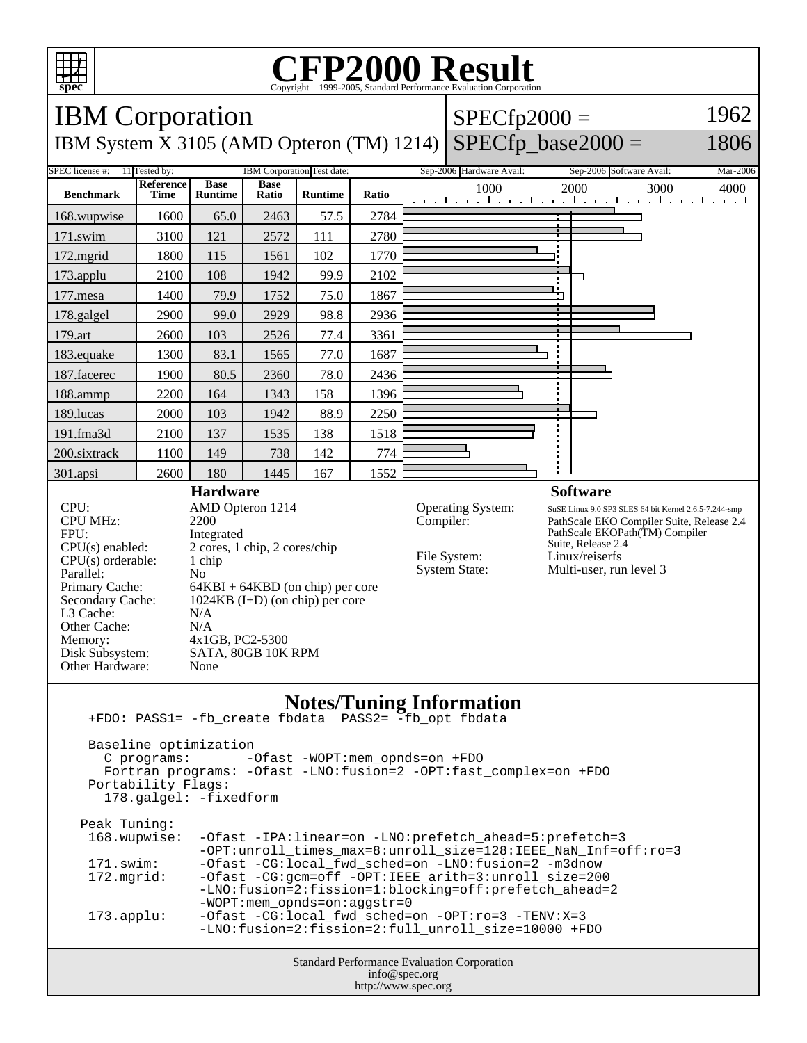# CFP2000 Result

Copyright 1999-2005, Standard Performance Evaluation Corporation

## IBM Corporation

IBM System X 3105 (AMD Opteron (TM) 1214)

SPECfp2000 = 1962

SPECfp_base2000 = 1806

| SPEC license #: | 11 | Tested by: | IBM Corporation | Test date: | Sep-2006 | Hardware Avail: | Sep-2006 | Software Avail: | Mar-2006 |
|---|---|---|---|---|---|---|---|---|---|

| Benchmark | Reference Time | Base Runtime | Base Ratio | Runtime | Ratio |
|---|---|---|---|---|---|
| 168.wupwise | 1600 | 65.0 | 2463 | 57.5 | 2784 |
| 171.swim | 3100 | 121 | 2572 | 111 | 2780 |
| 172.mgrid | 1800 | 115 | 1561 | 102 | 1770 |
| 173.applu | 2100 | 108 | 1942 | 99.9 | 2102 |
| 177.mesa | 1400 | 79.9 | 1752 | 75.0 | 1867 |
| 178.galgel | 2900 | 99.0 | 2929 | 98.8 | 2936 |
| 179.art | 2600 | 103 | 2526 | 77.4 | 3361 |
| 183.equake | 1300 | 83.1 | 1565 | 77.0 | 1687 |
| 187.facerec | 1900 | 80.5 | 2360 | 78.0 | 2436 |
| 188.ammp | 2200 | 164 | 1343 | 158 | 1396 |
| 189.lucas | 2000 | 103 | 1942 | 88.9 | 2250 |
| 191.fma3d | 2100 | 137 | 1535 | 138 | 1518 |
| 200.sixtrack | 1100 | 149 | 738 | 142 | 774 |
| 301.apsi | 2600 | 180 | 1445 | 167 | 1552 |

### Hardware

| | |
|---|---|
| CPU: | AMD Opteron 1214 |
| CPU MHz: | 2200 |
| FPU: | Integrated |
| CPU(s) enabled: | 2 cores, 1 chip, 2 cores/chip |
| CPU(s) orderable: | 1 chip |
| Parallel: | No |
| Primary Cache: | 64KBI + 64KBD (on chip) per core |
| Secondary Cache: | 1024KB (I+D) (on chip) per core |
| L3 Cache: | N/A |
| Other Cache: | N/A |
| Memory: | 4x1GB, PC2-5300 |
| Disk Subsystem: | SATA, 80GB 10K RPM |
| Other Hardware: | None |

### Software

| | |
|---|---|
| Operating System: | SuSE Linux 9.0 SP3 SLES 64 bit Kernel 2.6.5-7.244-smp |
| Compiler: | PathScale EKO Compiler Suite, Release 2.4 PathScale EKOPath(TM) Compiler Suite, Release 2.4 |
| File System: | Linux/reiserfs |
| System State: | Multi-user, run level 3 |

### Notes/Tuning Information

```
 +FDO: PASS1= -fb_create fbdata  PASS2= -fb_opt fbdata

 Baseline optimization
   C programs:       -Ofast -WOPT:mem_opnds=on +FDO
   Fortran programs: -Ofast -LNO:fusion=2 -OPT:fast_complex=on +FDO
 Portability Flags:
   178.galgel: -fixedform

Peak Tuning:
 168.wupwise:  -Ofast -IPA:linear=on -LNO:prefetch_ahead=5:prefetch=3
               -OPT:unroll_times_max=8:unroll_size=128:IEEE_NaN_Inf=off:ro=3
 171.swim:     -Ofast -CG:local_fwd_sched=on -LNO:fusion=2 -m3dnow
 172.mgrid:    -Ofast -CG:gcm=off -OPT:IEEE_arith=3:unroll_size=200
               -LNO:fusion=2:fission=1:blocking=off:prefetch_ahead=2
               -WOPT:mem_opnds=on:aggstr=0
 173.applu:    -Ofast -CG:local_fwd_sched=on -OPT:ro=3 -TENV:X=3
               -LNO:fusion=2:fission=2:full_unroll_size=10000 +FDO
```

Standard Performance Evaluation Corporation
info@spec.org
http://www.spec.org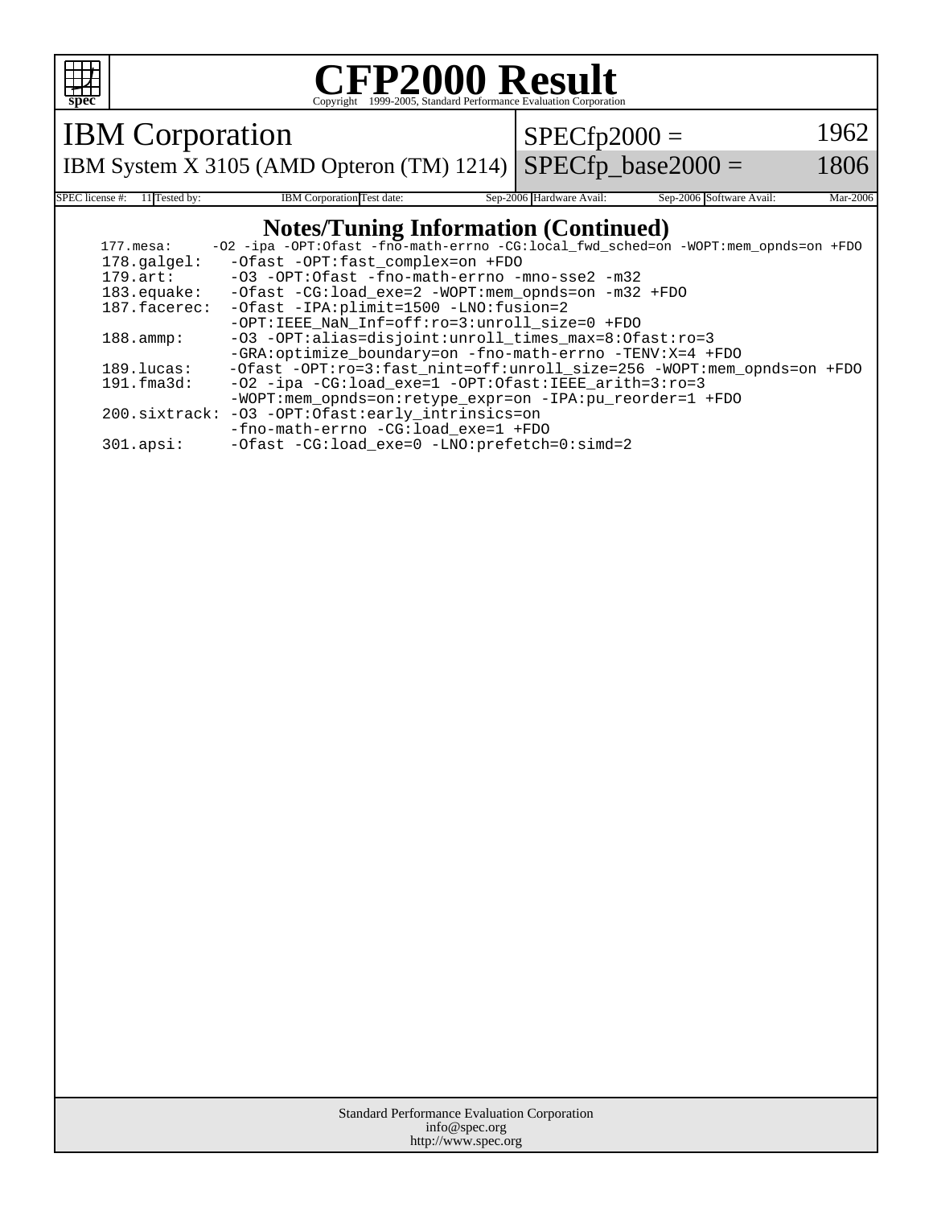# CFP2000 Result

Copyright 1999-2005, Standard Performance Evaluation Corporation

**IBM Corporation**

IBM System X 3105 (AMD Opteron (TM) 1214)

SPECfp2000 = 1962

SPECfp_base2000 = 1806

| SPEC license #: | 11 | Tested by: | IBM Corporation | Test date: | Sep-2006 | Hardware Avail: | Sep-2006 | Software Avail: | Mar-2006 |
|---|---|---|---|---|---|---|---|---|---|

## Notes/Tuning Information (Continued)

```
 177.mesa:     -O2 -ipa -OPT:Ofast -fno-math-errno -CG:local_fwd_sched=on -WOPT:mem_opnds=on +FDO
 178.galgel:   -Ofast -OPT:fast_complex=on +FDO
 179.art:      -O3 -OPT:Ofast -fno-math-errno -mno-sse2 -m32
 183.equake:   -Ofast -CG:load_exe=2 -WOPT:mem_opnds=on -m32 +FDO
 187.facerec:  -Ofast -IPA:plimit=1500 -LNO:fusion=2
               -OPT:IEEE_NaN_Inf=off:ro=3:unroll_size=0 +FDO
 188.ammp:     -O3 -OPT:alias=disjoint:unroll_times_max=8:Ofast:ro=3
               -GRA:optimize_boundary=on -fno-math-errno -TENV:X=4 +FDO
 189.lucas:    -Ofast -OPT:ro=3:fast_nint=off:unroll_size=256 -WOPT:mem_opnds=on +FDO
 191.fma3d:    -O2 -ipa -CG:load_exe=1 -OPT:Ofast:IEEE_arith=3:ro=3
               -WOPT:mem_opnds=on:retype_expr=on -IPA:pu_reorder=1 +FDO
 200.sixtrack: -O3 -OPT:Ofast:early_intrinsics=on
               -fno-math-errno -CG:load_exe=1 +FDO
 301.apsi:     -Ofast -CG:load_exe=0 -LNO:prefetch=0:simd=2
```

Standard Performance Evaluation Corporation
info@spec.org
http://www.spec.org